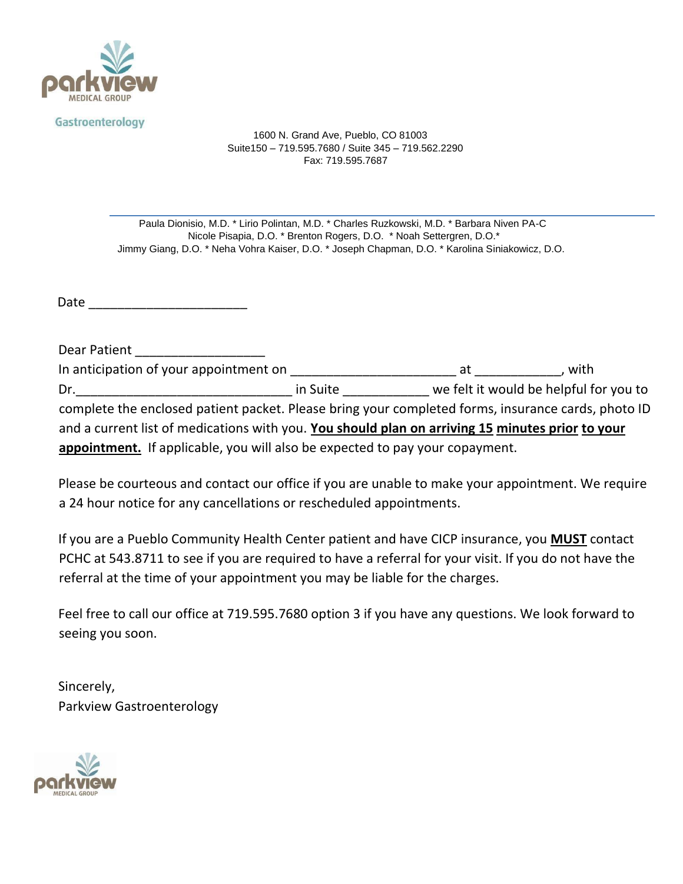parkview MEDICAL GROUP

Gastroenterology

1600 N. Grand Ave, Pueblo, CO 81003
Suite150 – 719.595.7680 / Suite 345 – 719.562.2290
Fax: 719.595.7687

---

Paula Dionisio, M.D. * Lirio Polintan, M.D. * Charles Ruzkowski, M.D. * Barbara Niven PA-C
Nicole Pisapia, D.O. * Brenton Rogers, D.O. * Noah Settergren, D.O.*
Jimmy Giang, D.O. * Neha Vohra Kaiser, D.O. * Joseph Chapman, D.O. * Karolina Siniakowicz, D.O.

Date _______________________

Dear Patient __________________
In anticipation of your appointment on _______________________ at ____________, with Dr.______________________________ in Suite ____________ we felt it would be helpful for you to complete the enclosed patient packet. Please bring your completed forms, insurance cards, photo ID and a current list of medications with you. **You should plan on arriving 15 minutes prior to your appointment.** If applicable, you will also be expected to pay your copayment.

Please be courteous and contact our office if you are unable to make your appointment. We require a 24 hour notice for any cancellations or rescheduled appointments.

If you are a Pueblo Community Health Center patient and have CICP insurance, you **MUST** contact PCHC at 543.8711 to see if you are required to have a referral for your visit. If you do not have the referral at the time of your appointment you may be liable for the charges.

Feel free to call our office at 719.595.7680 option 3 if you have any questions. We look forward to seeing you soon.

Sincerely,
Parkview Gastroenterology

parkview MEDICAL GROUP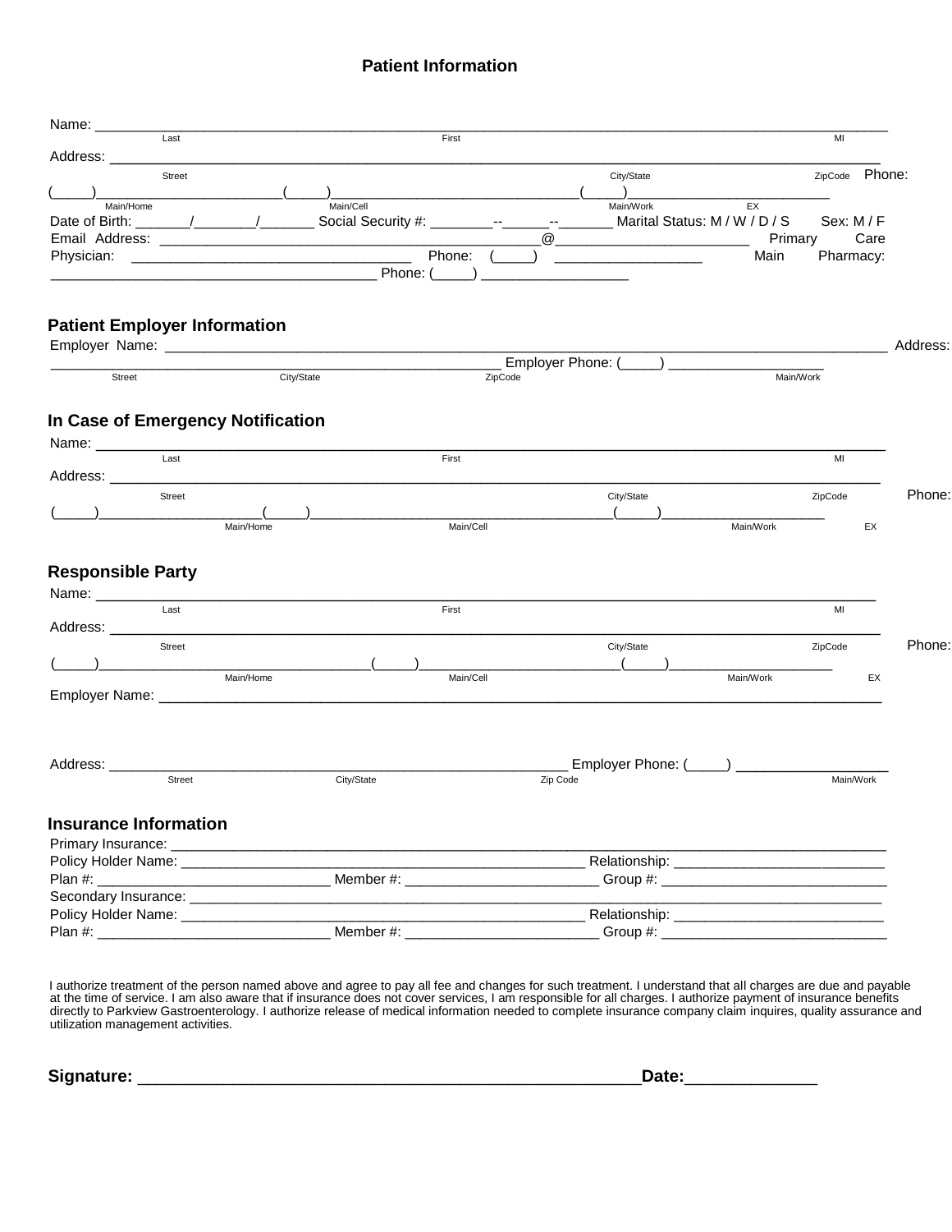## Patient Information

Name: ______________________________________________________________________________
Last First MI

Address: ____________________________________________________________________________
Street City/State ZipCode

Phone: (_____)_______________________(_____)______________________________(_____)________________________
Main/Home Main/Cell Main/Work EX

Date of Birth: _______/________/_______ Social Security #: ________--______--_______ Marital Status: M / W / D / S Sex: M / F

Email Address: ______________________________________________@________________________

Primary Care Physician: __________________________________ Phone: (_____) __________________

Main Pharmacy: _________________________________________ Phone: (_____) ___________________

### Patient Employer Information

Employer Name: ______________________________________________________________________________

Address: ________________________________________________________ Employer Phone: (_____) ____________________
Street City/State ZipCode Main/Work

### In Case of Emergency Notification

Name: ______________________________________________________________________________
Last First MI

Address: ____________________________________________________________________________
Street City/State ZipCode

Phone: (_____)_____________________(_____)______________________________________(_____)______________________
Main/Home Main/Cell Main/Work EX

### Responsible Party

Name: ______________________________________________________________________________
Last First MI

Address: ____________________________________________________________________________
Street City/State ZipCode

Phone: (_____)___________________________________(_____)_________________________(_____)_____________________
Main/Home Main/Cell Main/Work EX

Employer Name: ______________________________________________________________________________

Address: ___________________________________________________________ Employer Phone: (_____) ___________________
Street City/State Zip Code Main/Work

### Insurance Information

Primary Insurance: ______________________________________________________________________________

Policy Holder Name: _________________________________________________ Relationship: ___________________________

Plan #: _____________________________ Member #: ________________________ Group #: ____________________________

Secondary Insurance: ______________________________________________________________________________

Policy Holder Name: _________________________________________________ Relationship: ___________________________

Plan #: _____________________________ Member #: ________________________ Group #: ____________________________

I authorize treatment of the person named above and agree to pay all fee and changes for such treatment. I understand that all charges are due and payable at the time of service. I am also aware that if insurance does not cover services, I am responsible for all charges. I authorize payment of insurance benefits directly to Parkview Gastroenterology. I authorize release of medical information needed to complete insurance company claim inquires, quality assurance and utilization management activities.

**Signature:** _______________________________________________________**Date:**______________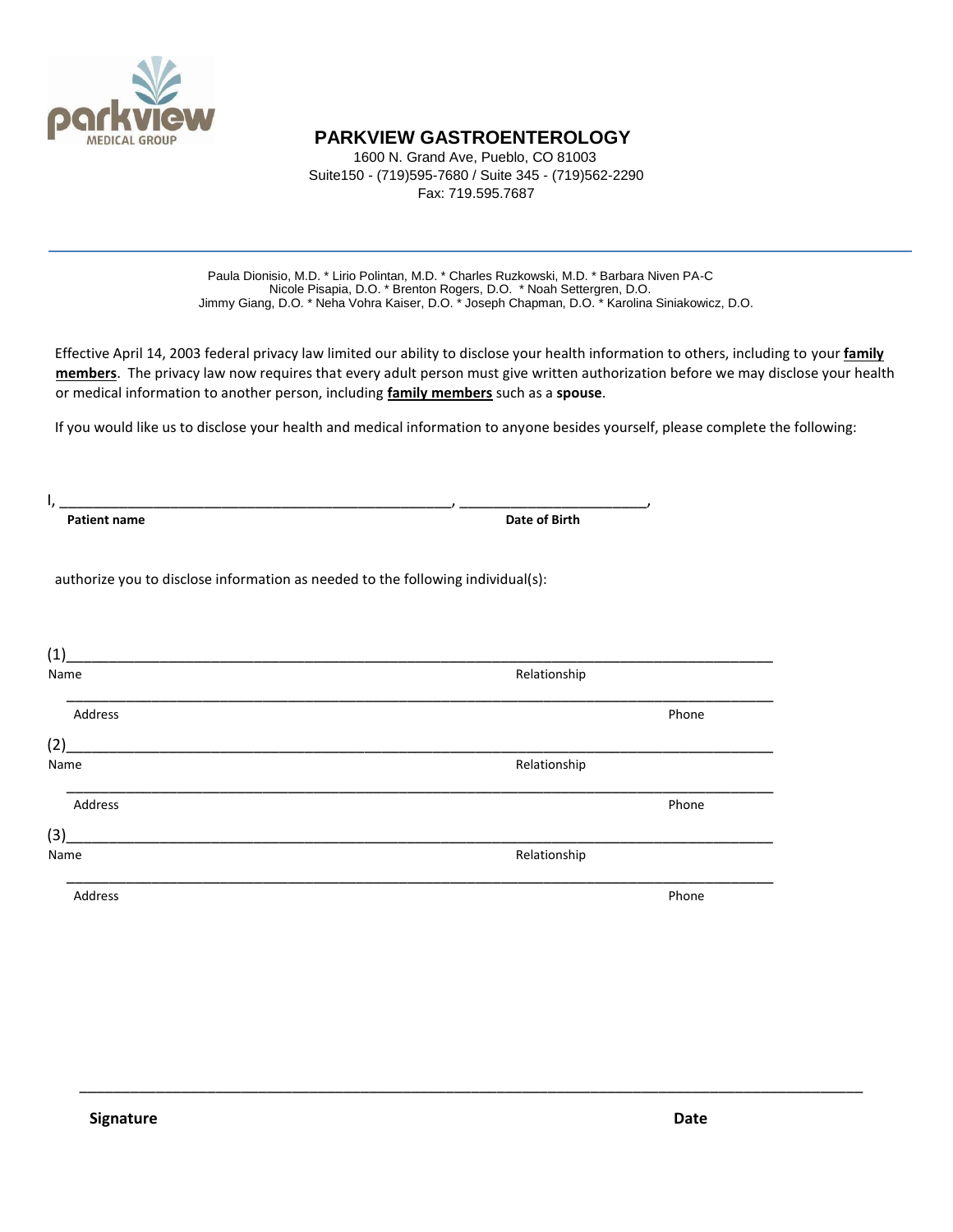parkview
MEDICAL GROUP

# PARKVIEW GASTROENTEROLOGY

1600 N. Grand Ave, Pueblo, CO 81003
Suite150 - (719)595-7680 / Suite 345 - (719)562-2290
Fax: 719.595.7687

---

Paula Dionisio, M.D. * Lirio Polintan, M.D. * Charles Ruzkowski, M.D. * Barbara Niven PA-C
Nicole Pisapia, D.O. * Brenton Rogers, D.O. * Noah Settergren, D.O.
Jimmy Giang, D.O. * Neha Vohra Kaiser, D.O. * Joseph Chapman, D.O. * Karolina Siniakowicz, D.O.

Effective April 14, 2003 federal privacy law limited our ability to disclose your health information to others, including to your **family members**. The privacy law now requires that every adult person must give written authorization before we may disclose your health or medical information to another person, including **family members** such as a **spouse**.

If you would like us to disclose your health and medical information to anyone besides yourself, please complete the following:

I, ______________________________________________, ______________________,
**Patient name** **Date of Birth**

authorize you to disclose information as needed to the following individual(s):

(1)______________________________________________________________________________
Name Relationship

______________________________________________________________________________
Address Phone

(2)______________________________________________________________________________
Name Relationship

______________________________________________________________________________
Address Phone

(3)______________________________________________________________________________
Name Relationship

______________________________________________________________________________
Address Phone

______________________________________________________________________________
**Signature** **Date**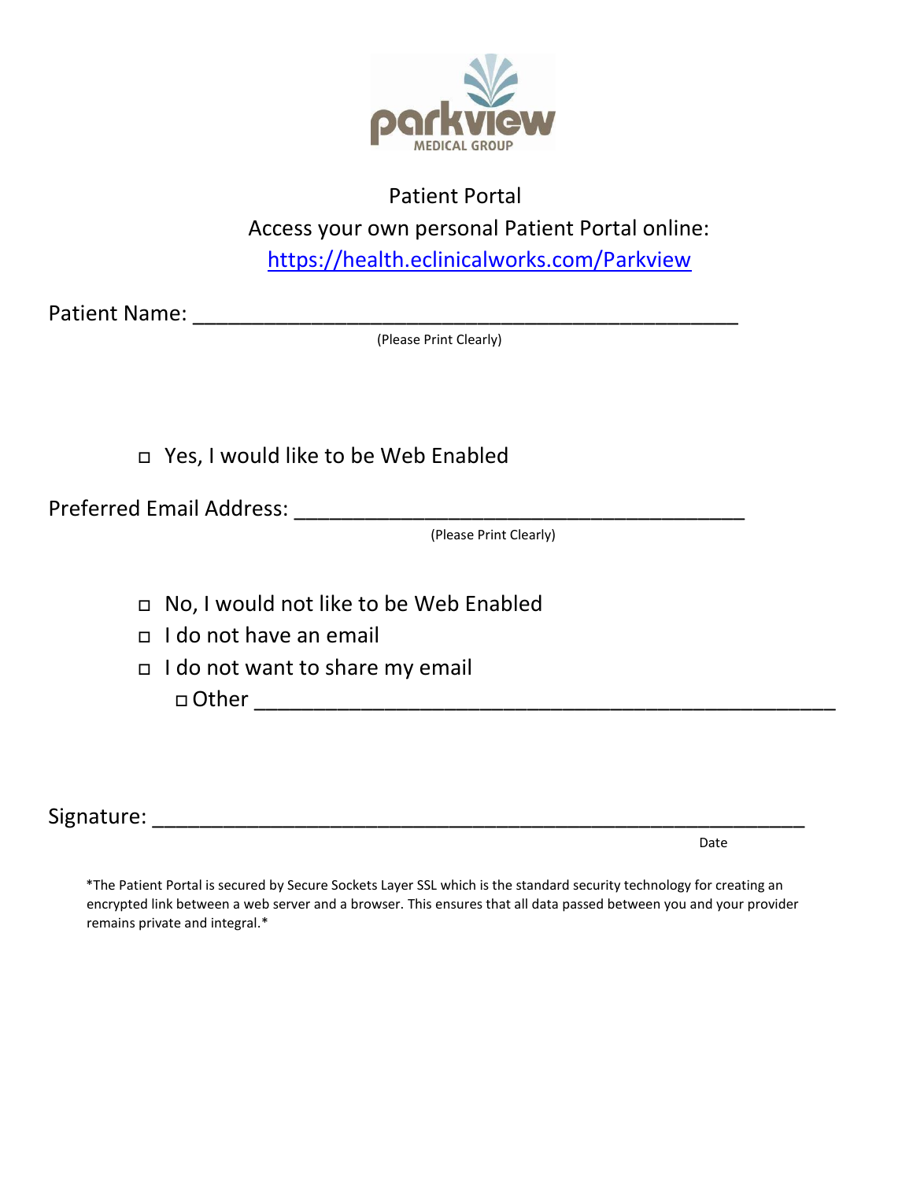parkview

MEDICAL GROUP

# Patient Portal

Access your own personal Patient Portal online:

https://health.eclinicalworks.com/Parkview

Patient Name: ______________________________________________

(Please Print Clearly)

- ◻ Yes, I would like to be Web Enabled

Preferred Email Address: ______________________________________

(Please Print Clearly)

- ◻ No, I would not like to be Web Enabled
- ◻ I do not have an email
- ◻ I do not want to share my email
  - ◻ Other _____________________________________________

Signature: _____________________________________________________

Date

*The Patient Portal is secured by Secure Sockets Layer SSL which is the standard security technology for creating an encrypted link between a web server and a browser. This ensures that all data passed between you and your provider remains private and integral.*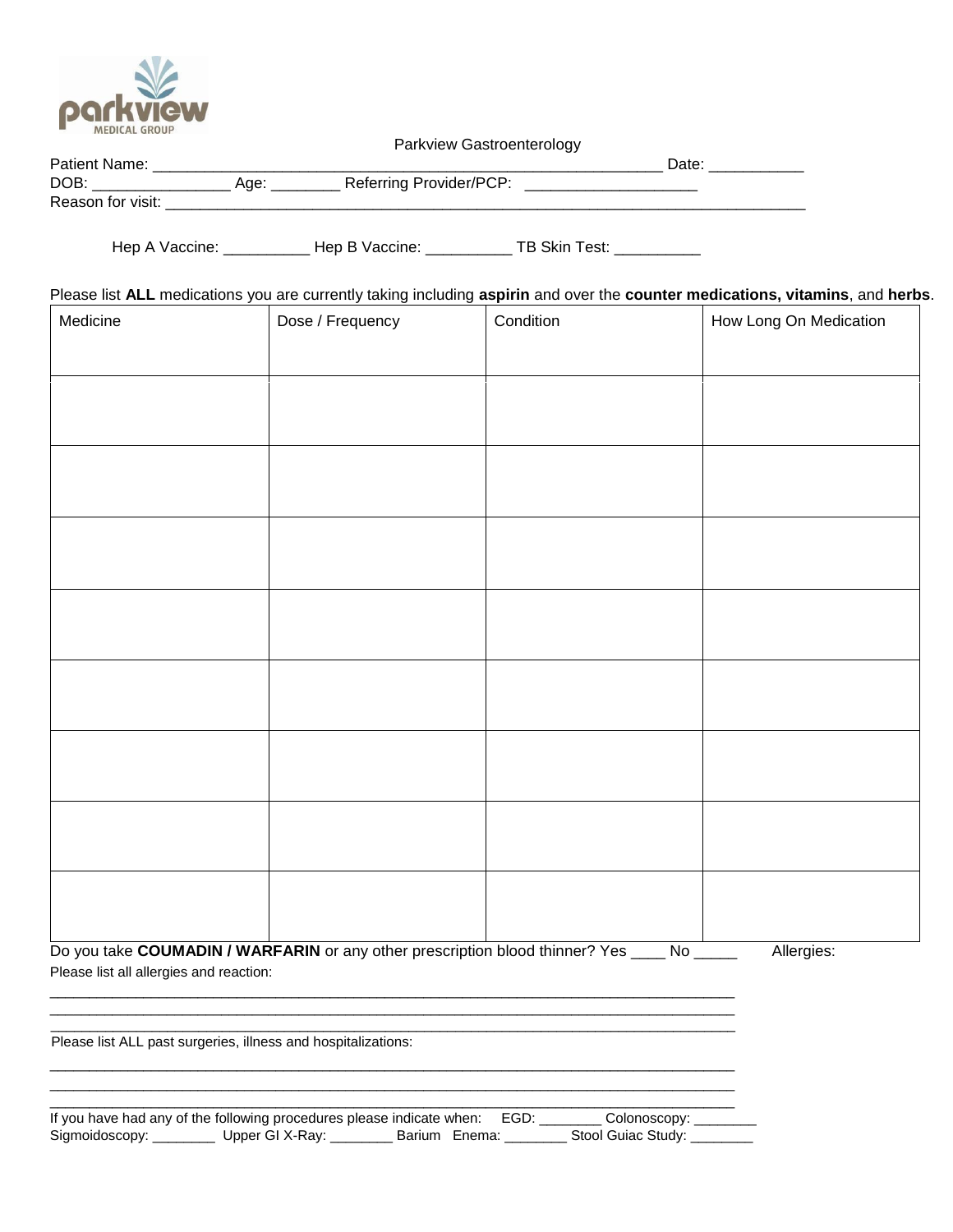Parkview Gastroenterology

Patient Name: ____________________________________________________________ Date: ___________
DOB: ________________ Age: ________ Referring Provider/PCP: ____________________
Reason for visit: ____________________________________________________________________________

Hep A Vaccine: __________ Hep B Vaccine: __________ TB Skin Test: __________

Please list **ALL** medications you are currently taking including **aspirin** and over the **counter medications, vitamins**, and **herbs**.

| Medicine | Dose / Frequency | Condition | How Long On Medication |
|---|---|---|---|
| | | | |
| | | | |
| | | | |
| | | | |
| | | | |
| | | | |
| | | | |
| | | | |

Do you take **COUMADIN / WARFARIN** or any other prescription blood thinner? Yes ____ No _____ Allergies:

Please list all allergies and reaction:

_________________________________________________________________________________
_________________________________________________________________________________
_________________________________________________________________________________

Please list ALL past surgeries, illness and hospitalizations:

_________________________________________________________________________________
_________________________________________________________________________________
_________________________________________________________________________________

If you have had any of the following procedures please indicate when: EGD: ________ Colonoscopy: ________
Sigmoidoscopy: ________ Upper GI X-Ray: ________ Barium Enema: ________ Stool Guiac Study: ________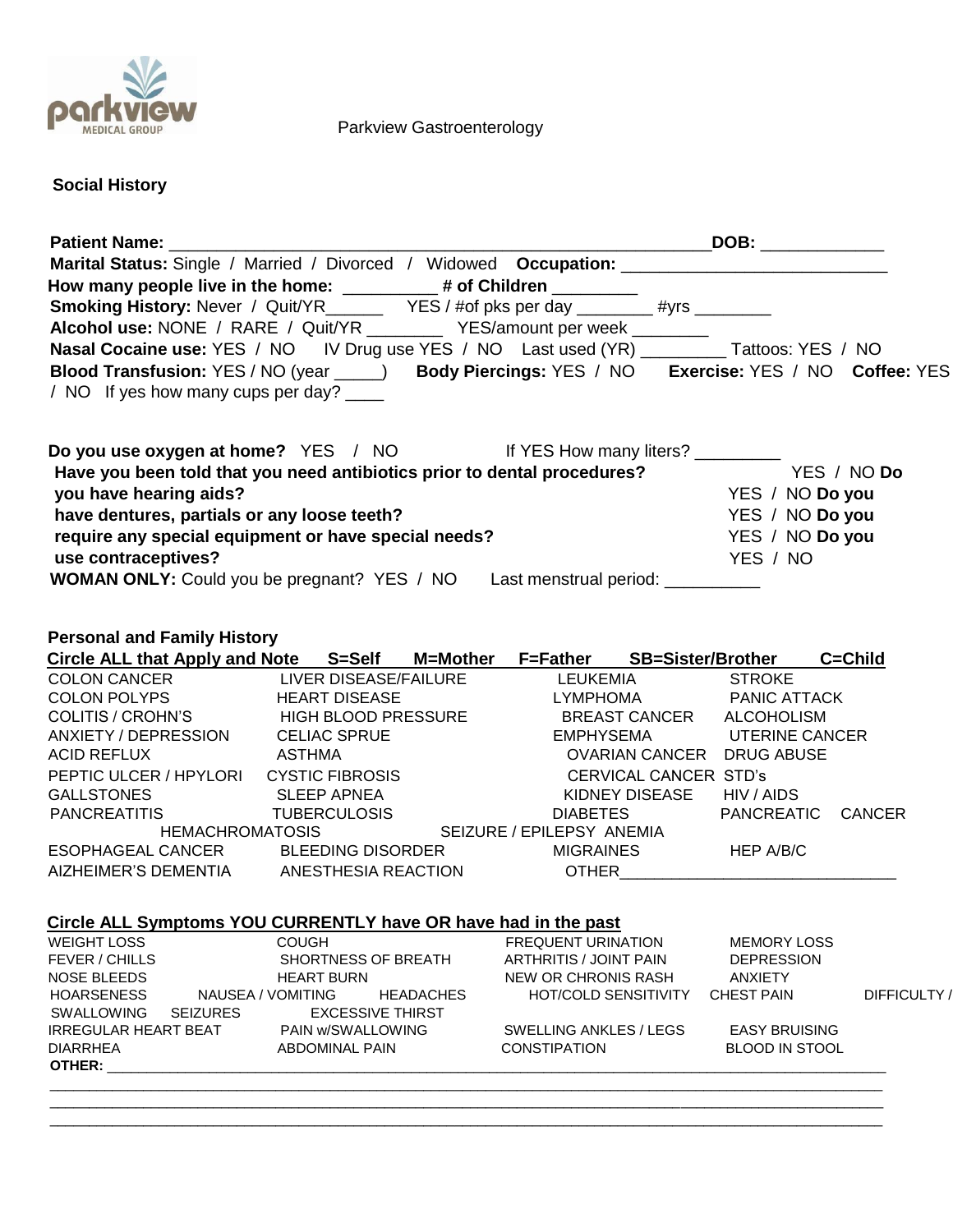Parkview Gastroenterology

## Social History

**Patient Name:** ___________________________________________________________**DOB:** ____________

**Marital Status:** Single / Married / Divorced / Widowed **Occupation:** ___________________________

**How many people live in the home:** __________ **# of Children** _________

**Smoking History:** Never / Quit/YR______ YES / #of pks per day ________ #yrs ________

**Alcohol use:** NONE / RARE / Quit/YR ________ YES/amount per week ________

**Nasal Cocaine use:** YES / NO IV Drug use YES / NO Last used (YR) _________ Tattoos: YES / NO

**Blood Transfusion:** YES / NO (year _____) **Body Piercings:** YES / NO **Exercise:** YES / NO **Coffee:** YES / NO If yes how many cups per day? ____

**Do you use oxygen at home?** YES / NO If YES How many liters? _________

**Have you been told that you need antibiotics prior to dental procedures?** YES / NO

**Do you have hearing aids?** YES / NO

**Do you have dentures, partials or any loose teeth?** YES / NO

**Do you require any special equipment or have special needs?** YES / NO

**Do you use contraceptives?** YES / NO

**WOMAN ONLY:** Could you be pregnant? YES / NO Last menstrual period: __________

**Personal and Family History**

**Circle ALL that Apply and Note S=Self M=Mother F=Father SB=Sister/Brother C=Child**

| | | | |
|---|---|---|---|
| COLON CANCER | LIVER DISEASE/FAILURE | LEUKEMIA | STROKE |
| COLON POLYPS | HEART DISEASE | LYMPHOMA | PANIC ATTACK |
| COLITIS / CROHN'S | HIGH BLOOD PRESSURE | BREAST CANCER | ALCOHOLISM |
| ANXIETY / DEPRESSION | CELIAC SPRUE | EMPHYSEMA | UTERINE CANCER |
| ACID REFLUX | ASTHMA | OVARIAN CANCER | DRUG ABUSE |
| PEPTIC ULCER / HPYLORI | CYSTIC FIBROSIS | CERVICAL CANCER | STD's |
| GALLSTONES | SLEEP APNEA | KIDNEY DISEASE | HIV / AIDS |
| PANCREATITIS | TUBERCULOSIS | DIABETES | PANCREATIC CANCER |
| HEMACHROMATOSIS | SEIZURE / EPILEPSY | ANEMIA | |
| ESOPHAGEAL CANCER | BLEEDING DISORDER | MIGRAINES | HEP A/B/C |
| AIZHEIMER'S DEMENTIA | ANESTHESIA REACTION | OTHER______________________________ | |

**Circle ALL Symptoms YOU CURRENTLY have OR have had in the past**

| | | | |
|---|---|---|---|
| WEIGHT LOSS | COUGH | FREQUENT URINATION | MEMORY LOSS |
| FEVER / CHILLS | SHORTNESS OF BREATH | ARTHRITIS / JOINT PAIN | DEPRESSION |
| NOSE BLEEDS | HEART BURN | NEW OR CHRONIS RASH | ANXIETY |
| HOARSENESS | NAUSEA / VOMITING | HEADACHES | HOT/COLD SENSITIVITY |
| CHEST PAIN | DIFFICULTY / SWALLOWING | SEIZURES | EXCESSIVE THIRST |
| IRREGULAR HEART BEAT | PAIN w/SWALLOWING | SWELLING ANKLES / LEGS | EASY BRUISING |
| DIARRHEA | ABDOMINAL PAIN | CONSTIPATION | BLOOD IN STOOL |

**OTHER:** ________________________________________________________________________________

________________________________________________________________________________________

________________________________________________________________________________________

________________________________________________________________________________________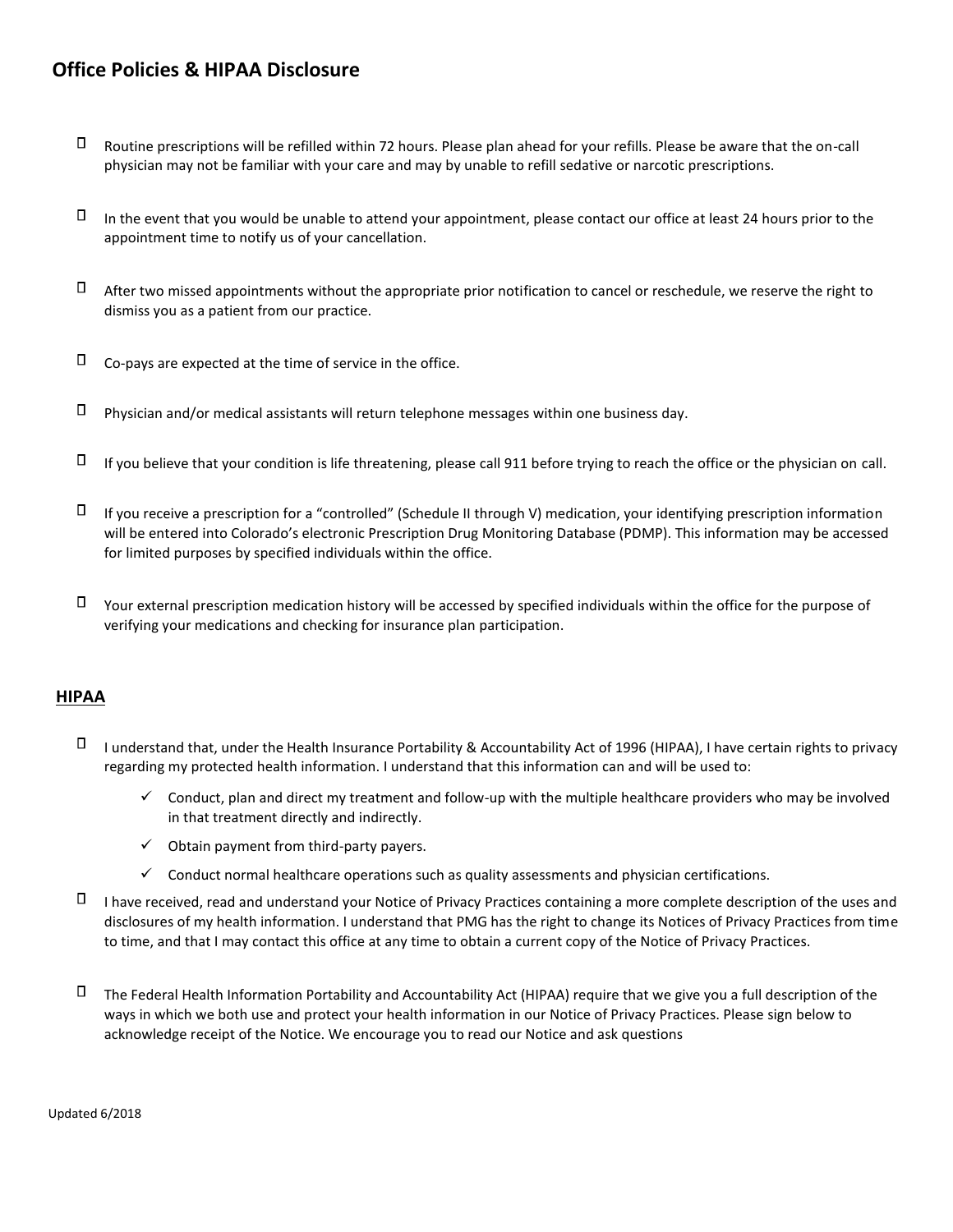## Office Policies & HIPAA Disclosure

- Routine prescriptions will be refilled within 72 hours. Please plan ahead for your refills. Please be aware that the on-call physician may not be familiar with your care and may by unable to refill sedative or narcotic prescriptions.
- In the event that you would be unable to attend your appointment, please contact our office at least 24 hours prior to the appointment time to notify us of your cancellation.
- After two missed appointments without the appropriate prior notification to cancel or reschedule, we reserve the right to dismiss you as a patient from our practice.
- Co-pays are expected at the time of service in the office.
- Physician and/or medical assistants will return telephone messages within one business day.
- If you believe that your condition is life threatening, please call 911 before trying to reach the office or the physician on call.
- If you receive a prescription for a "controlled" (Schedule II through V) medication, your identifying prescription information will be entered into Colorado's electronic Prescription Drug Monitoring Database (PDMP). This information may be accessed for limited purposes by specified individuals within the office.
- Your external prescription medication history will be accessed by specified individuals within the office for the purpose of verifying your medications and checking for insurance plan participation.

### HIPAA

- I understand that, under the Health Insurance Portability & Accountability Act of 1996 (HIPAA), I have certain rights to privacy regarding my protected health information. I understand that this information can and will be used to:
  - ✓ Conduct, plan and direct my treatment and follow-up with the multiple healthcare providers who may be involved in that treatment directly and indirectly.
  - ✓ Obtain payment from third-party payers.
  - ✓ Conduct normal healthcare operations such as quality assessments and physician certifications.
- I have received, read and understand your Notice of Privacy Practices containing a more complete description of the uses and disclosures of my health information. I understand that PMG has the right to change its Notices of Privacy Practices from time to time, and that I may contact this office at any time to obtain a current copy of the Notice of Privacy Practices.
- The Federal Health Information Portability and Accountability Act (HIPAA) require that we give you a full description of the ways in which we both use and protect your health information in our Notice of Privacy Practices. Please sign below to acknowledge receipt of the Notice. We encourage you to read our Notice and ask questions

Updated 6/2018